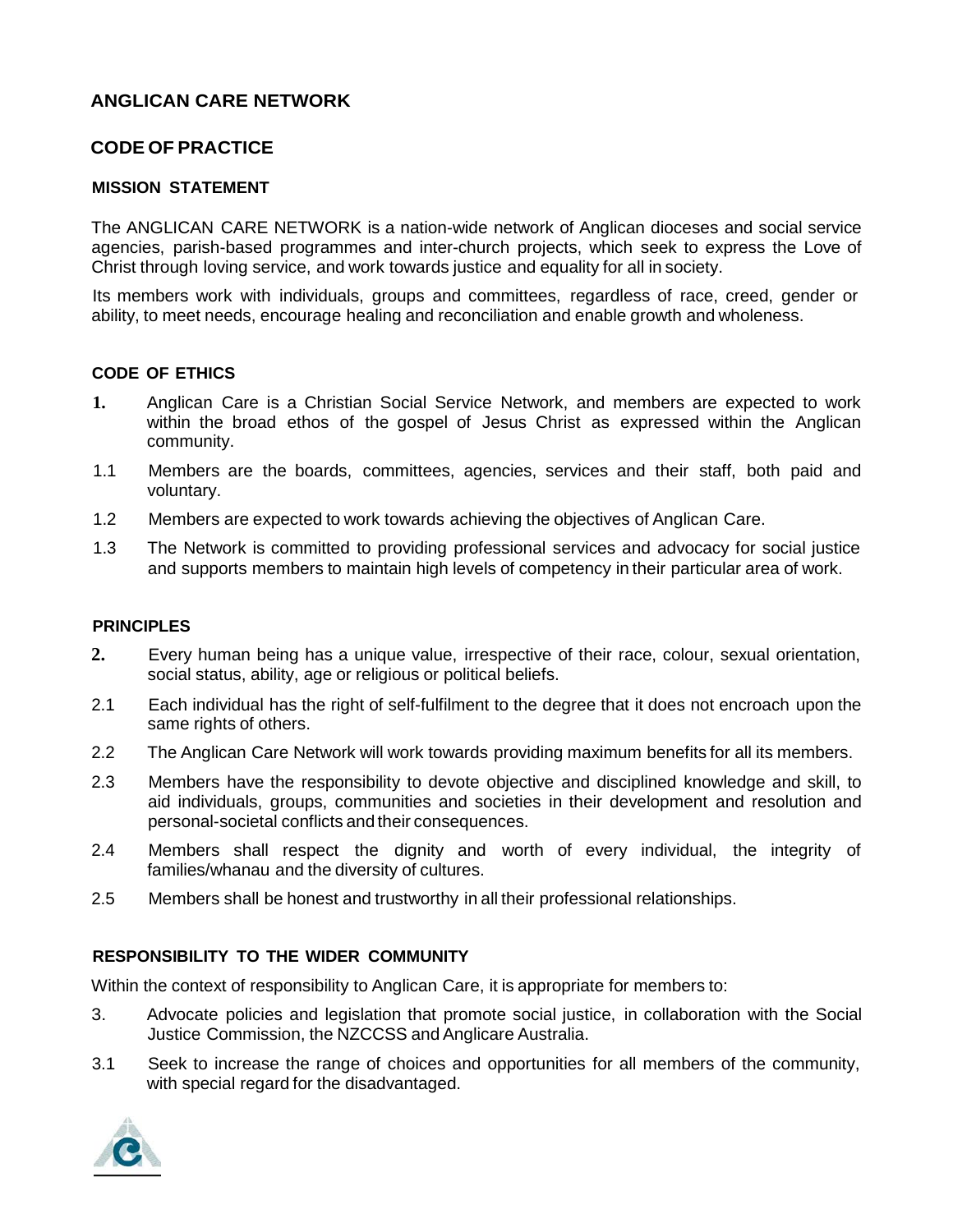# ANGLICAN CARE NETWORK

## CODE OF PRACTICE

### MISSION STATEMENT

The ANGLICAN CARE NETWORK is a nation-wide network of Anglican dioceses and social service agencies, parish-based programmes and inter-church projects, which seek to express the Love of Christ through loving service, and work towards justice and equality for all in society.

Its members work with individuals, groups and committees, regardless of race, creed, gender or ability, to meet needs, encourage healing and reconciliation and enable growth and wholeness.

### CODE OF ETHICS

**1.** Anglican Care is a Christian Social Service Network, and members are expected to work within the broad ethos of the gospel of Jesus Christ as expressed within the Anglican community.

1.1 Members are the boards, committees, agencies, services and their staff, both paid and voluntary.

1.2 Members are expected to work towards achieving the objectives of Anglican Care.

1.3 The Network is committed to providing professional services and advocacy for social justice and supports members to maintain high levels of competency in their particular area of work.

### PRINCIPLES

**2.** Every human being has a unique value, irrespective of their race, colour, sexual orientation, social status, ability, age or religious or political beliefs.

2.1 Each individual has the right of self-fulfilment to the degree that it does not encroach upon the same rights of others.

2.2 The Anglican Care Network will work towards providing maximum benefits for all its members.

2.3 Members have the responsibility to devote objective and disciplined knowledge and skill, to aid individuals, groups, communities and societies in their development and resolution and personal-societal conflicts and their consequences.

2.4 Members shall respect the dignity and worth of every individual, the integrity of families/whanau and the diversity of cultures.

2.5 Members shall be honest and trustworthy in all their professional relationships.

### RESPONSIBILITY TO THE WIDER COMMUNITY

Within the context of responsibility to Anglican Care, it is appropriate for members to:

3. Advocate policies and legislation that promote social justice, in collaboration with the Social Justice Commission, the NZCCSS and Anglicare Australia.

3.1 Seek to increase the range of choices and opportunities for all members of the community, with special regard for the disadvantaged.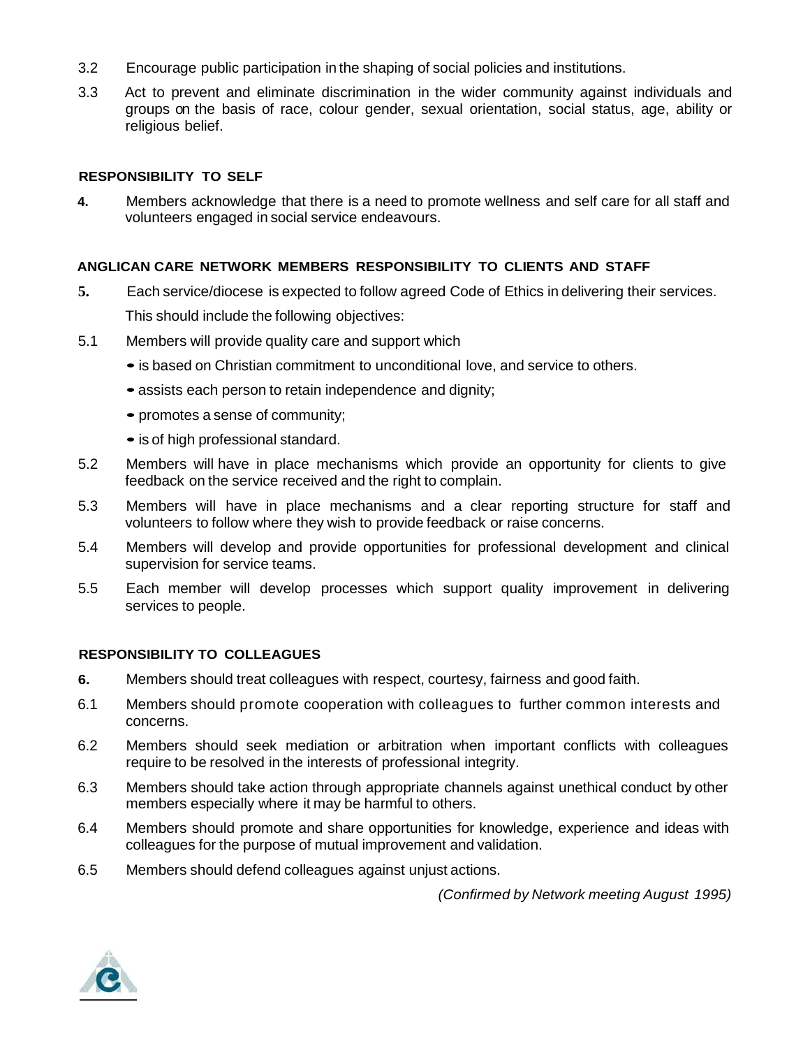3.2 Encourage public participation in the shaping of social policies and institutions.

3.3 Act to prevent and eliminate discrimination in the wider community against individuals and groups on the basis of race, colour gender, sexual orientation, social status, age, ability or religious belief.

## RESPONSIBILITY TO SELF

**4.** Members acknowledge that there is a need to promote wellness and self care for all staff and volunteers engaged in social service endeavours.

## ANGLICAN CARE NETWORK MEMBERS RESPONSIBILITY TO CLIENTS AND STAFF

**5.** Each service/diocese is expected to follow agreed Code of Ethics in delivering their services.

This should include the following objectives:

5.1 Members will provide quality care and support which

- is based on Christian commitment to unconditional love, and service to others.
- assists each person to retain independence and dignity;
- promotes a sense of community;
- is of high professional standard.

5.2 Members will have in place mechanisms which provide an opportunity for clients to give feedback on the service received and the right to complain.

5.3 Members will have in place mechanisms and a clear reporting structure for staff and volunteers to follow where they wish to provide feedback or raise concerns.

5.4 Members will develop and provide opportunities for professional development and clinical supervision for service teams.

5.5 Each member will develop processes which support quality improvement in delivering services to people.

## RESPONSIBILITY TO COLLEAGUES

**6.** Members should treat colleagues with respect, courtesy, fairness and good faith.

6.1 Members should promote cooperation with colleagues to further common interests and concerns.

6.2 Members should seek mediation or arbitration when important conflicts with colleagues require to be resolved in the interests of professional integrity.

6.3 Members should take action through appropriate channels against unethical conduct by other members especially where it may be harmful to others.

6.4 Members should promote and share opportunities for knowledge, experience and ideas with colleagues for the purpose of mutual improvement and validation.

6.5 Members should defend colleagues against unjust actions.

*(Confirmed by Network meeting August 1995)*